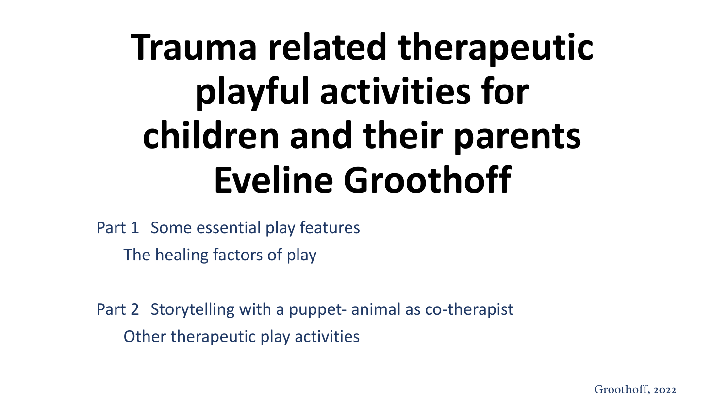# Trauma related therapeutic playful activities for children and their parents Eveline Groothoff

Part 1 Some essential play features

The healing factors of play

Part 2 Storytelling with a puppet- animal as co-therapist

Other therapeutic play activities

Groothoff, 2022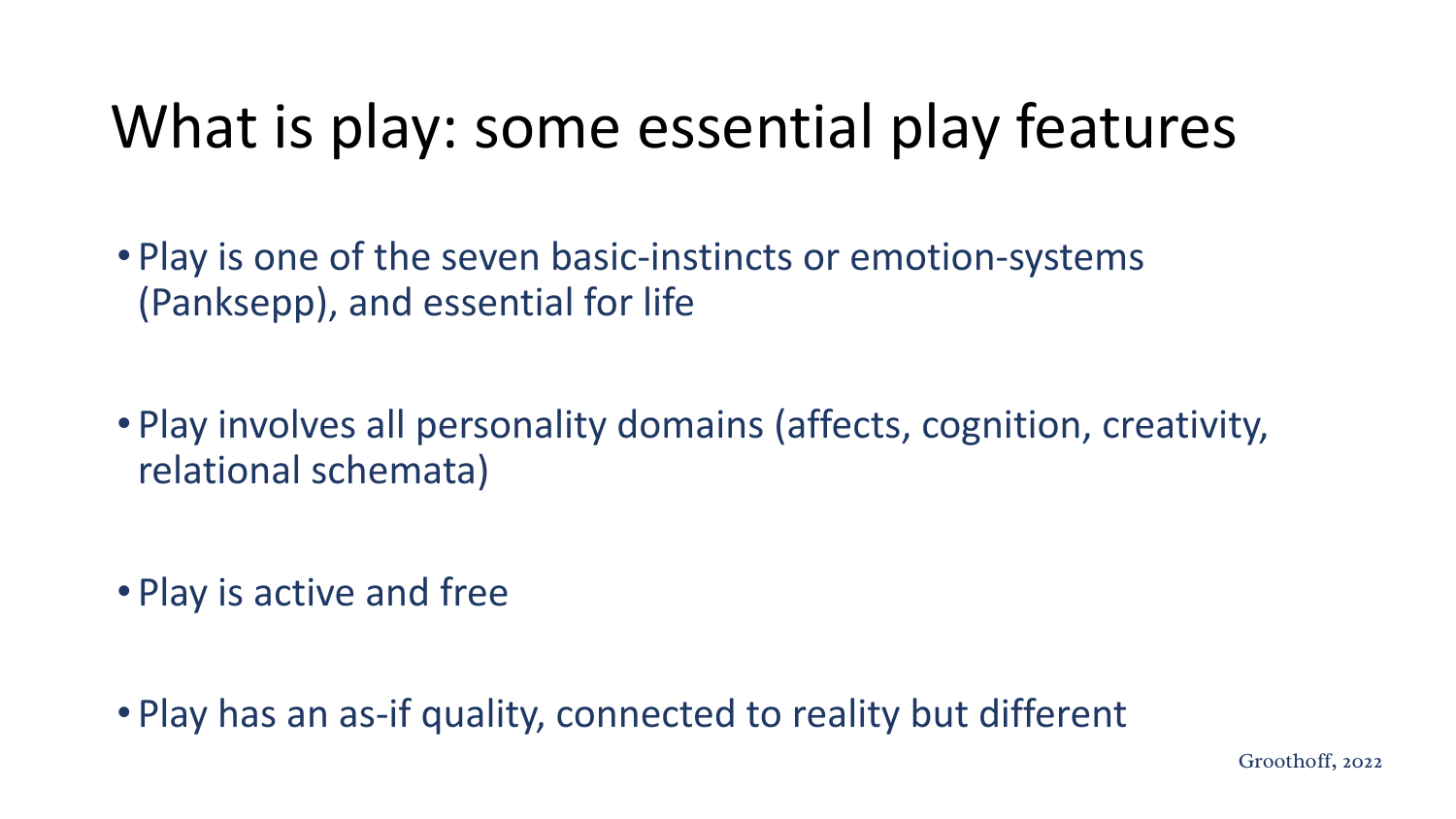# What is play: some essential play features

- Play is one of the seven basic-instincts or emotion-systems (Panksepp), and essential for life
- Play involves all personality domains (affects, cognition, creativity, relational schemata)
- Play is active and free
- Play has an as-if quality, connected to reality but different

Groothoff, 2022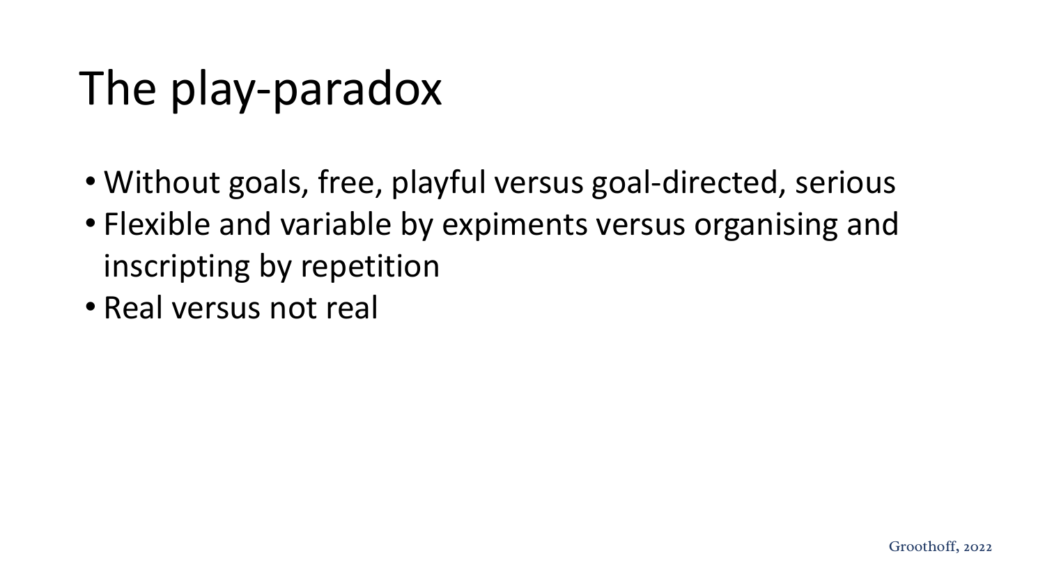# The play-paradox

- Without goals, free, playful versus goal-directed, serious
- Flexible and variable by expiments versus organising and inscripting by repetition
- Real versus not real

Groothoff, 2022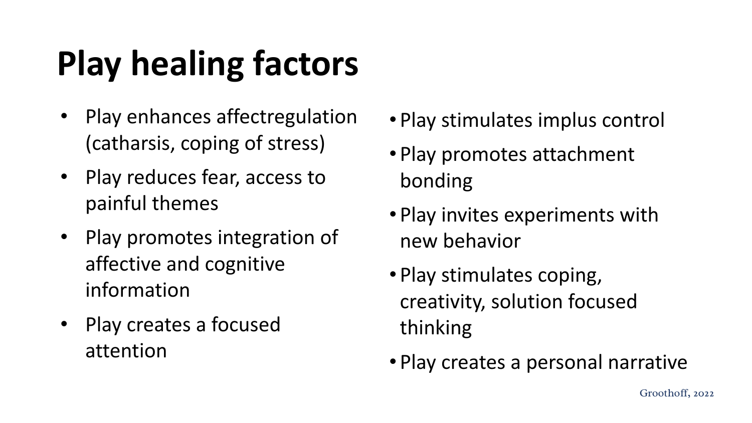# Play healing factors

- Play enhances affectregulation (catharsis, coping of stress)
- Play reduces fear, access to painful themes
- Play promotes integration of affective and cognitive information
- Play creates a focused attention
- Play stimulates implus control
- Play promotes attachment bonding
- Play invites experiments with new behavior
- Play stimulates coping, creativity, solution focused thinking
- Play creates a personal narrative

Groothoff, 2022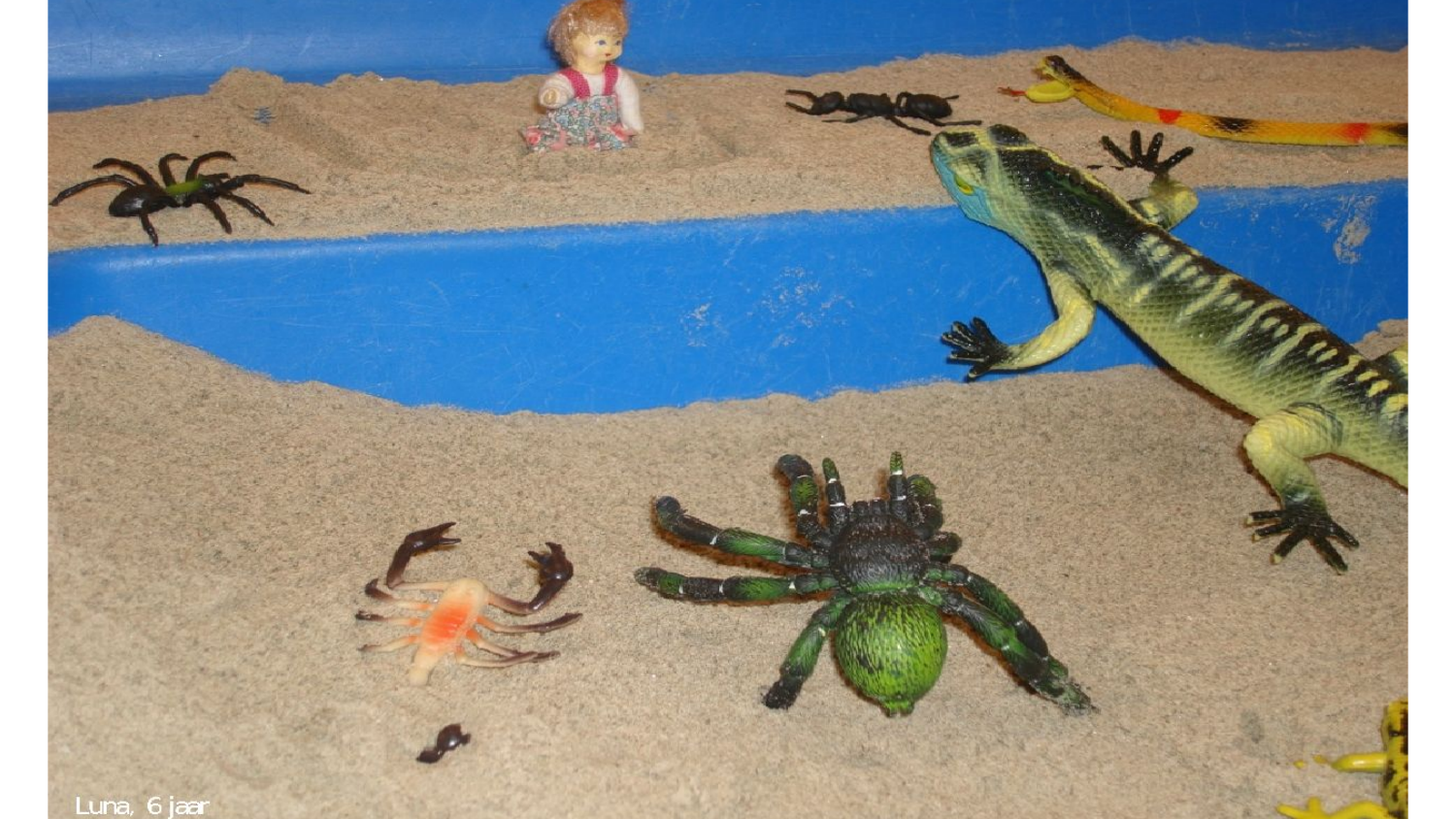Luna, 6 jaar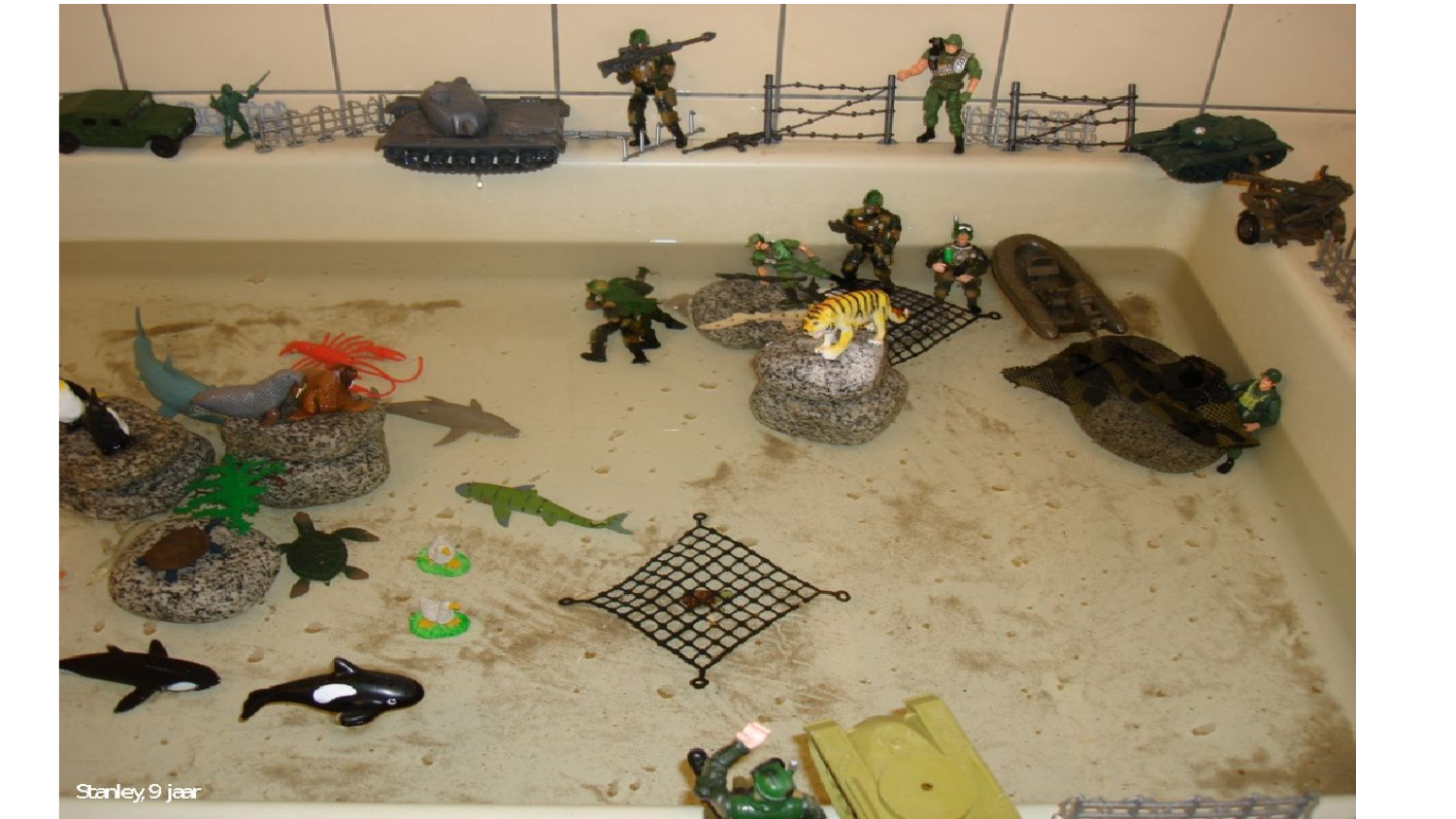Stanley, 9 jaar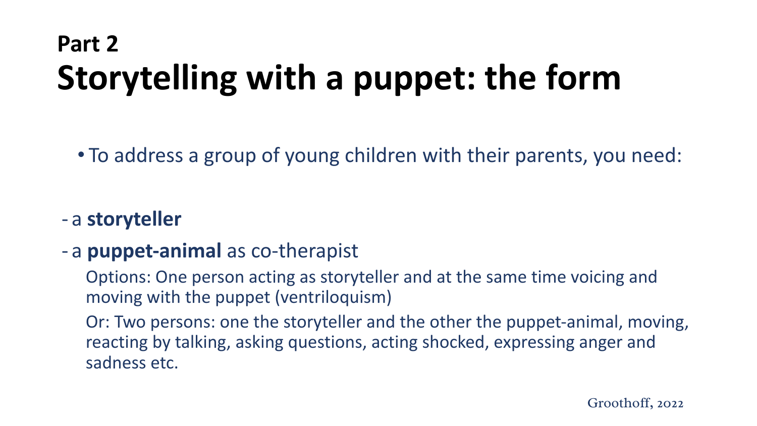**Part 2**

# Storytelling with a puppet: the form

- To address a group of young children with their parents, you need:

- a **storyteller**
- a **puppet-animal** as co-therapist

  Options: One person acting as storyteller and at the same time voicing and moving with the puppet (ventriloquism)

  Or: Two persons: one the storyteller and the other the puppet-animal, moving, reacting by talking, asking questions, acting shocked, expressing anger and sadness etc.

Groothoff, 2022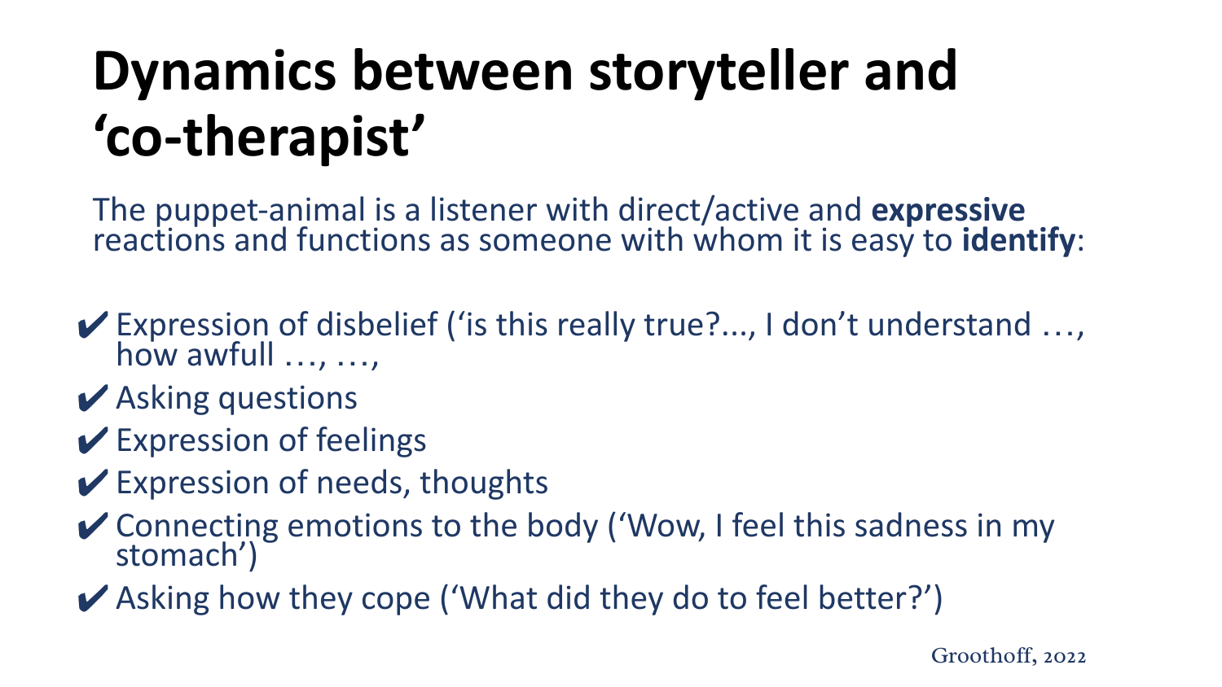# Dynamics between storyteller and 'co-therapist'

The puppet-animal is a listener with direct/active and **expressive** reactions and functions as someone with whom it is easy to **identify**:

- ✔ Expression of disbelief ('is this really true?..., I don't understand …, how awfull …, …,
- ✔ Asking questions
- ✔ Expression of feelings
- ✔ Expression of needs, thoughts
- ✔ Connecting emotions to the body ('Wow, I feel this sadness in my stomach')
- ✔ Asking how they cope ('What did they do to feel better?')

Groothoff, 2022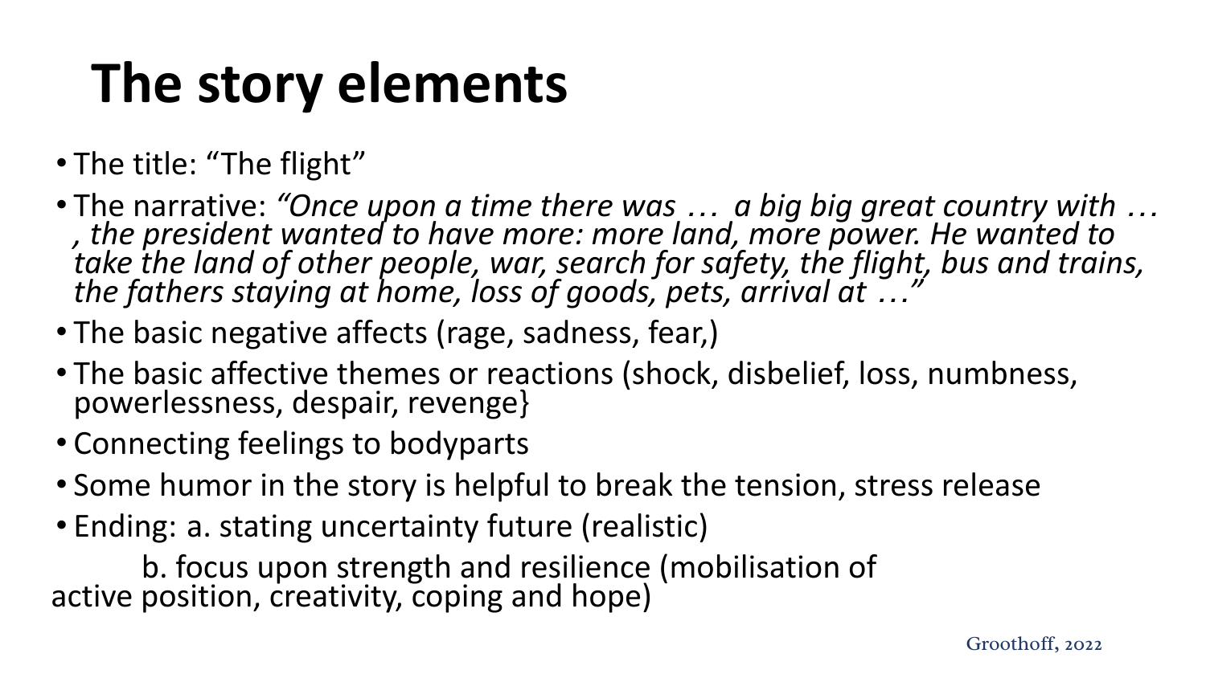# The story elements

- The title: "The flight"
- The narrative: *"Once upon a time there was … a big big great country with … , the president wanted to have more: more land, more power. He wanted to take the land of other people, war, search for safety, the flight, bus and trains, the fathers staying at home, loss of goods, pets, arrival at …"*
- The basic negative affects (rage, sadness, fear,)
- The basic affective themes or reactions (shock, disbelief, loss, numbness, powerlessness, despair, revenge}
- Connecting feelings to bodyparts
- Some humor in the story is helpful to break the tension, stress release
- Ending: a. stating uncertainty future (realistic)

  b. focus upon strength and resilience (mobilisation of active position, creativity, coping and hope)

Groothoff, 2022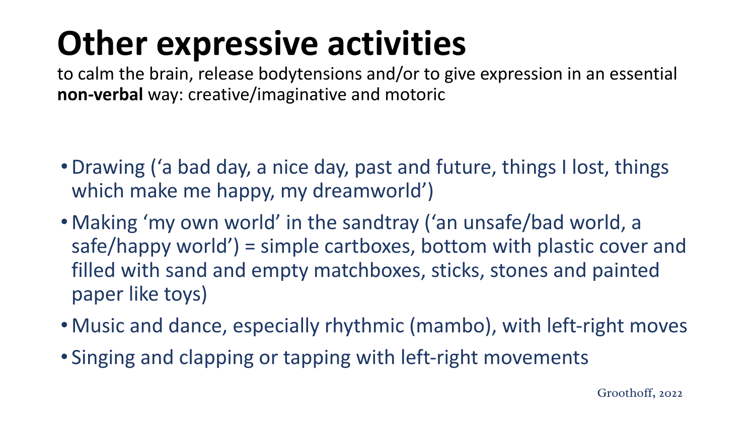# Other expressive activities

to calm the brain, release bodytensions and/or to give expression in an essential **non-verbal** way: creative/imaginative and motoric

- Drawing ('a bad day, a nice day, past and future, things I lost, things which make me happy, my dreamworld')
- Making 'my own world' in the sandtray ('an unsafe/bad world, a safe/happy world') = simple cartboxes, bottom with plastic cover and filled with sand and empty matchboxes, sticks, stones and painted paper like toys)
- Music and dance, especially rhythmic (mambo), with left-right moves
- Singing and clapping or tapping with left-right movements

Groothoff, 2022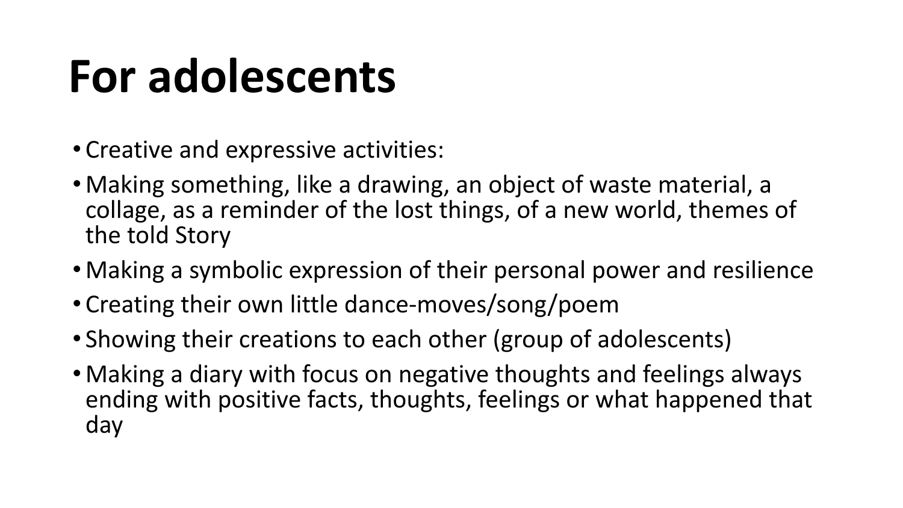# For adolescents

- Creative and expressive activities:
- Making something, like a drawing, an object of waste material, a collage, as a reminder of the lost things, of a new world, themes of the told Story
- Making a symbolic expression of their personal power and resilience
- Creating their own little dance-moves/song/poem
- Showing their creations to each other (group of adolescents)
- Making a diary with focus on negative thoughts and feelings always ending with positive facts, thoughts, feelings or what happened that day